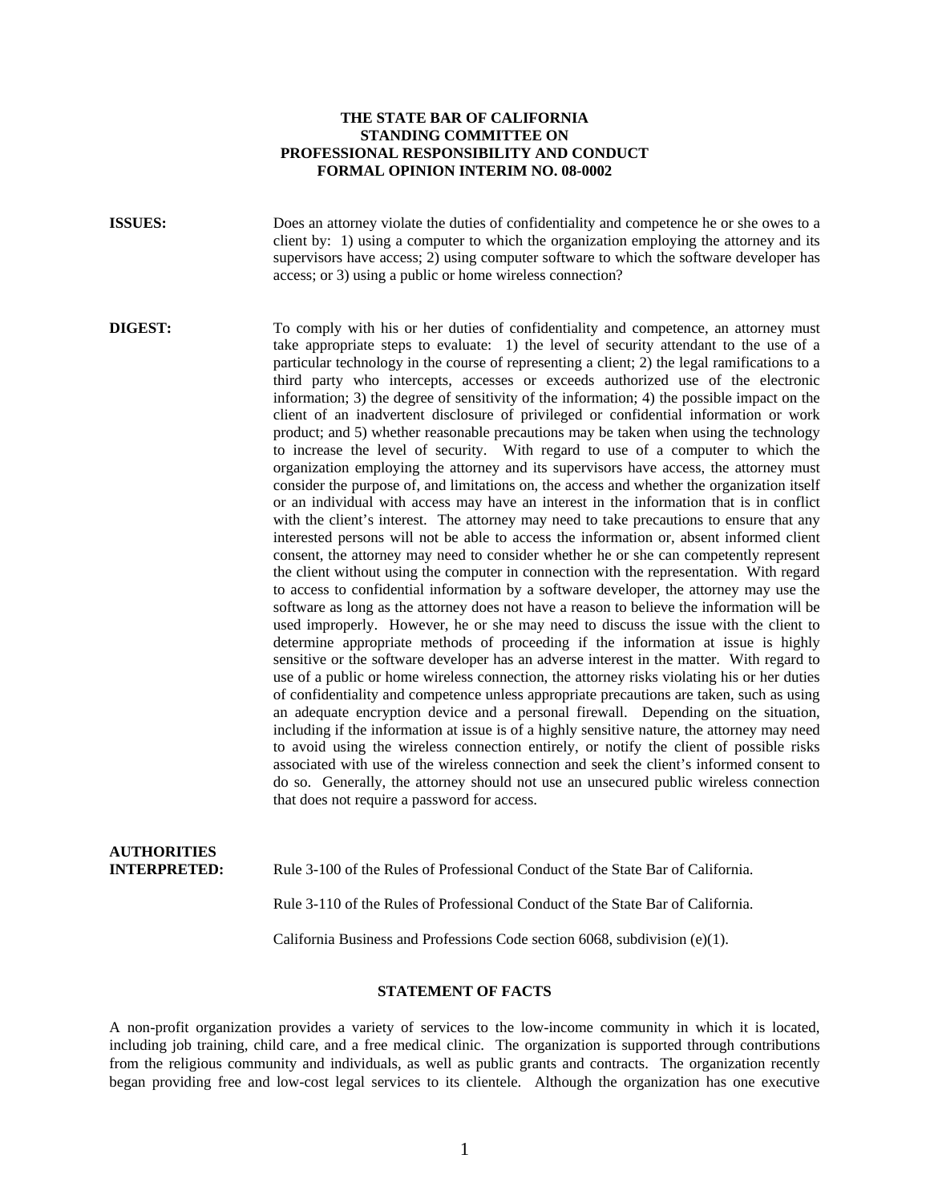**THE STATE BAR OF CALIFORNIA**
**STANDING COMMITTEE ON**
**PROFESSIONAL RESPONSIBILITY AND CONDUCT**
**FORMAL OPINION INTERIM NO. 08-0002**

**ISSUES:** Does an attorney violate the duties of confidentiality and competence he or she owes to a client by: 1) using a computer to which the organization employing the attorney and its supervisors have access; 2) using computer software to which the software developer has access; or 3) using a public or home wireless connection?

**DIGEST:** To comply with his or her duties of confidentiality and competence, an attorney must take appropriate steps to evaluate: 1) the level of security attendant to the use of a particular technology in the course of representing a client; 2) the legal ramifications to a third party who intercepts, accesses or exceeds authorized use of the electronic information; 3) the degree of sensitivity of the information; 4) the possible impact on the client of an inadvertent disclosure of privileged or confidential information or work product; and 5) whether reasonable precautions may be taken when using the technology to increase the level of security. With regard to use of a computer to which the organization employing the attorney and its supervisors have access, the attorney must consider the purpose of, and limitations on, the access and whether the organization itself or an individual with access may have an interest in the information that is in conflict with the client's interest. The attorney may need to take precautions to ensure that any interested persons will not be able to access the information or, absent informed client consent, the attorney may need to consider whether he or she can competently represent the client without using the computer in connection with the representation. With regard to access to confidential information by a software developer, the attorney may use the software as long as the attorney does not have a reason to believe the information will be used improperly. However, he or she may need to discuss the issue with the client to determine appropriate methods of proceeding if the information at issue is highly sensitive or the software developer has an adverse interest in the matter. With regard to use of a public or home wireless connection, the attorney risks violating his or her duties of confidentiality and competence unless appropriate precautions are taken, such as using an adequate encryption device and a personal firewall. Depending on the situation, including if the information at issue is of a highly sensitive nature, the attorney may need to avoid using the wireless connection entirely, or notify the client of possible risks associated with use of the wireless connection and seek the client's informed consent to do so. Generally, the attorney should not use an unsecured public wireless connection that does not require a password for access.

**AUTHORITIES INTERPRETED:** Rule 3-100 of the Rules of Professional Conduct of the State Bar of California.

Rule 3-110 of the Rules of Professional Conduct of the State Bar of California.

California Business and Professions Code section 6068, subdivision (e)(1).

## STATEMENT OF FACTS

A non-profit organization provides a variety of services to the low-income community in which it is located, including job training, child care, and a free medical clinic. The organization is supported through contributions from the religious community and individuals, as well as public grants and contracts. The organization recently began providing free and low-cost legal services to its clientele. Although the organization has one executive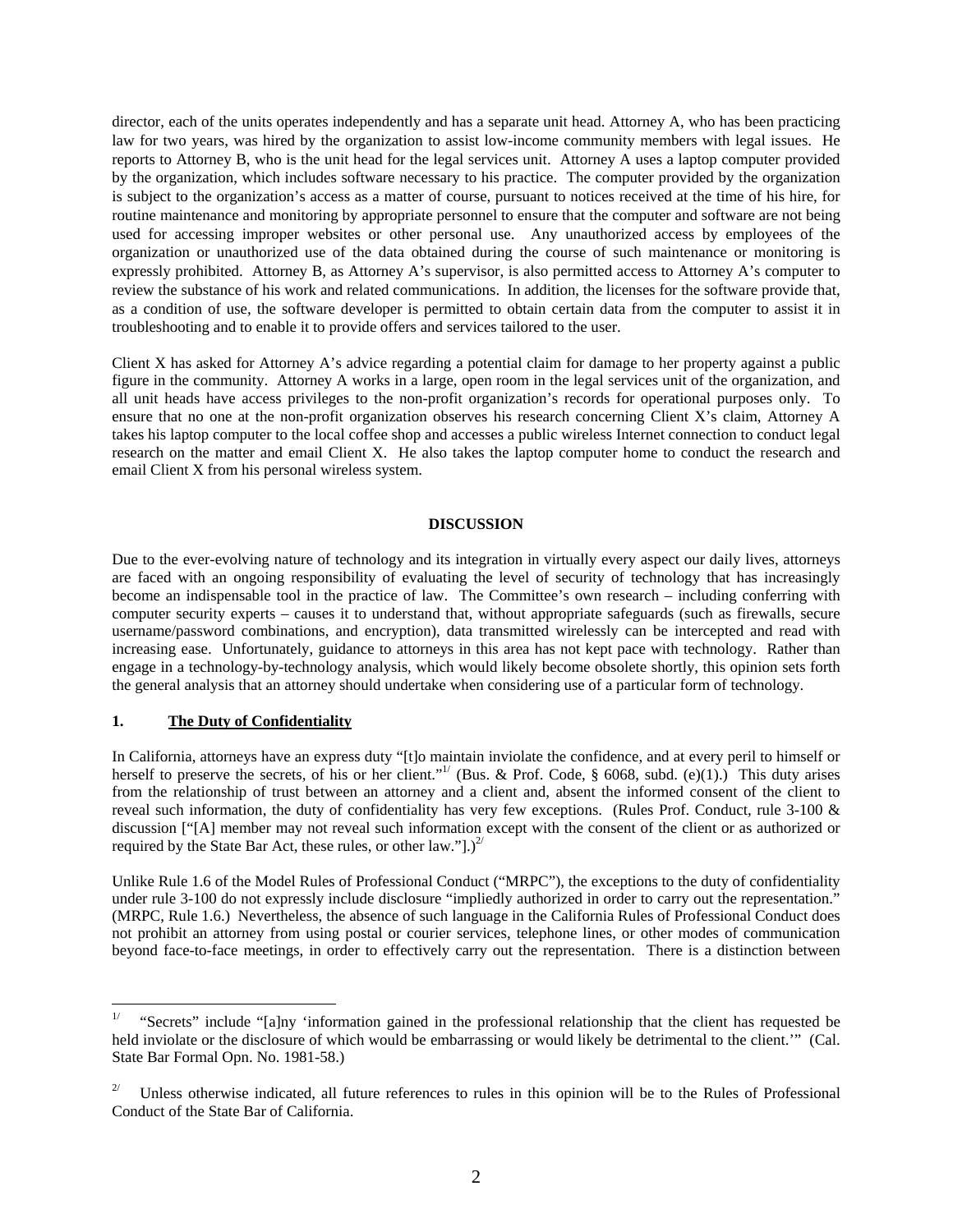director, each of the units operates independently and has a separate unit head. Attorney A, who has been practicing law for two years, was hired by the organization to assist low-income community members with legal issues. He reports to Attorney B, who is the unit head for the legal services unit. Attorney A uses a laptop computer provided by the organization, which includes software necessary to his practice. The computer provided by the organization is subject to the organization's access as a matter of course, pursuant to notices received at the time of his hire, for routine maintenance and monitoring by appropriate personnel to ensure that the computer and software are not being used for accessing improper websites or other personal use. Any unauthorized access by employees of the organization or unauthorized use of the data obtained during the course of such maintenance or monitoring is expressly prohibited. Attorney B, as Attorney A's supervisor, is also permitted access to Attorney A's computer to review the substance of his work and related communications. In addition, the licenses for the software provide that, as a condition of use, the software developer is permitted to obtain certain data from the computer to assist it in troubleshooting and to enable it to provide offers and services tailored to the user.

Client X has asked for Attorney A's advice regarding a potential claim for damage to her property against a public figure in the community. Attorney A works in a large, open room in the legal services unit of the organization, and all unit heads have access privileges to the non-profit organization's records for operational purposes only. To ensure that no one at the non-profit organization observes his research concerning Client X's claim, Attorney A takes his laptop computer to the local coffee shop and accesses a public wireless Internet connection to conduct legal research on the matter and email Client X. He also takes the laptop computer home to conduct the research and email Client X from his personal wireless system.

## DISCUSSION

Due to the ever-evolving nature of technology and its integration in virtually every aspect our daily lives, attorneys are faced with an ongoing responsibility of evaluating the level of security of technology that has increasingly become an indispensable tool in the practice of law. The Committee's own research – including conferring with computer security experts – causes it to understand that, without appropriate safeguards (such as firewalls, secure username/password combinations, and encryption), data transmitted wirelessly can be intercepted and read with increasing ease. Unfortunately, guidance to attorneys in this area has not kept pace with technology. Rather than engage in a technology-by-technology analysis, which would likely become obsolete shortly, this opinion sets forth the general analysis that an attorney should undertake when considering use of a particular form of technology.

### 1. <u>The Duty of Confidentiality</u>

In California, attorneys have an express duty "[t]o maintain inviolate the confidence, and at every peril to himself or herself to preserve the secrets, of his or her client."[1/] (Bus. & Prof. Code, § 6068, subd. (e)(1).) This duty arises from the relationship of trust between an attorney and a client and, absent the informed consent of the client to reveal such information, the duty of confidentiality has very few exceptions. (Rules Prof. Conduct, rule 3-100 & discussion ["[A] member may not reveal such information except with the consent of the client or as authorized or required by the State Bar Act, these rules, or other law."].)[2/]

Unlike Rule 1.6 of the Model Rules of Professional Conduct ("MRPC"), the exceptions to the duty of confidentiality under rule 3-100 do not expressly include disclosure "impliedly authorized in order to carry out the representation." (MRPC, Rule 1.6.) Nevertheless, the absence of such language in the California Rules of Professional Conduct does not prohibit an attorney from using postal or courier services, telephone lines, or other modes of communication beyond face-to-face meetings, in order to effectively carry out the representation. There is a distinction between

---

[1/] "Secrets" include "[a]ny 'information gained in the professional relationship that the client has requested be held inviolate or the disclosure of which would be embarrassing or would likely be detrimental to the client.'" (Cal. State Bar Formal Opn. No. 1981-58.)

[2/] Unless otherwise indicated, all future references to rules in this opinion will be to the Rules of Professional Conduct of the State Bar of California.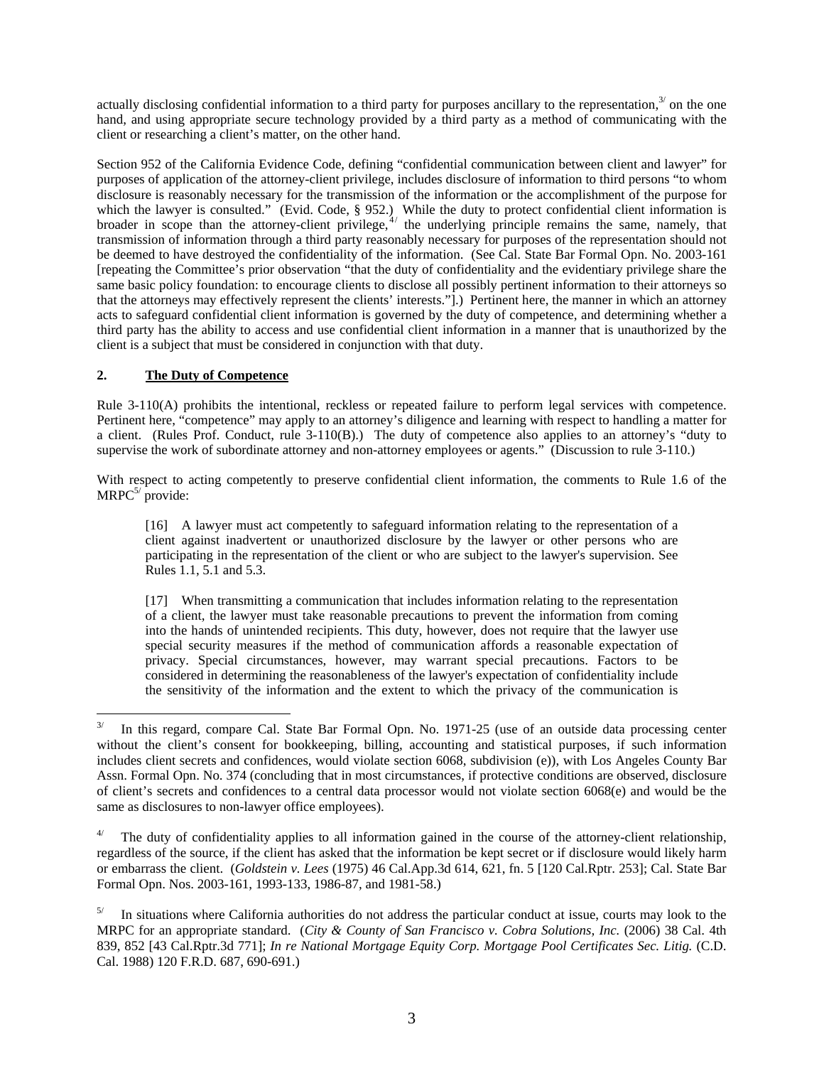actually disclosing confidential information to a third party for purposes ancillary to the representation,[3] on the one hand, and using appropriate secure technology provided by a third party as a method of communicating with the client or researching a client's matter, on the other hand.

Section 952 of the California Evidence Code, defining "confidential communication between client and lawyer" for purposes of application of the attorney-client privilege, includes disclosure of information to third persons "to whom disclosure is reasonably necessary for the transmission of the information or the accomplishment of the purpose for which the lawyer is consulted." (Evid. Code, § 952.) While the duty to protect confidential client information is broader in scope than the attorney-client privilege,[4] the underlying principle remains the same, namely, that transmission of information through a third party reasonably necessary for purposes of the representation should not be deemed to have destroyed the confidentiality of the information. (See Cal. State Bar Formal Opn. No. 2003-161 [repeating the Committee's prior observation "that the duty of confidentiality and the evidentiary privilege share the same basic policy foundation: to encourage clients to disclose all possibly pertinent information to their attorneys so that the attorneys may effectively represent the clients' interests."].) Pertinent here, the manner in which an attorney acts to safeguard confidential client information is governed by the duty of competence, and determining whether a third party has the ability to access and use confidential client information in a manner that is unauthorized by the client is a subject that must be considered in conjunction with that duty.

## 2. The Duty of Competence

Rule 3-110(A) prohibits the intentional, reckless or repeated failure to perform legal services with competence. Pertinent here, "competence" may apply to an attorney's diligence and learning with respect to handling a matter for a client. (Rules Prof. Conduct, rule 3-110(B).) The duty of competence also applies to an attorney's "duty to supervise the work of subordinate attorney and non-attorney employees or agents." (Discussion to rule 3-110.)

With respect to acting competently to preserve confidential client information, the comments to Rule 1.6 of the MRPC[5] provide:

> [16] A lawyer must act competently to safeguard information relating to the representation of a client against inadvertent or unauthorized disclosure by the lawyer or other persons who are participating in the representation of the client or who are subject to the lawyer's supervision. See Rules 1.1, 5.1 and 5.3.
>
> [17] When transmitting a communication that includes information relating to the representation of a client, the lawyer must take reasonable precautions to prevent the information from coming into the hands of unintended recipients. This duty, however, does not require that the lawyer use special security measures if the method of communication affords a reasonable expectation of privacy. Special circumstances, however, may warrant special precautions. Factors to be considered in determining the reasonableness of the lawyer's expectation of confidentiality include the sensitivity of the information and the extent to which the privacy of the communication is

---

[3] In this regard, compare Cal. State Bar Formal Opn. No. 1971-25 (use of an outside data processing center without the client's consent for bookkeeping, billing, accounting and statistical purposes, if such information includes client secrets and confidences, would violate section 6068, subdivision (e)), with Los Angeles County Bar Assn. Formal Opn. No. 374 (concluding that in most circumstances, if protective conditions are observed, disclosure of client's secrets and confidences to a central data processor would not violate section 6068(e) and would be the same as disclosures to non-lawyer office employees).

[4] The duty of confidentiality applies to all information gained in the course of the attorney-client relationship, regardless of the source, if the client has asked that the information be kept secret or if disclosure would likely harm or embarrass the client. (*Goldstein v. Lees* (1975) 46 Cal.App.3d 614, 621, fn. 5 [120 Cal.Rptr. 253]; Cal. State Bar Formal Opn. Nos. 2003-161, 1993-133, 1986-87, and 1981-58.)

[5] In situations where California authorities do not address the particular conduct at issue, courts may look to the MRPC for an appropriate standard. (*City & County of San Francisco v. Cobra Solutions, Inc.* (2006) 38 Cal. 4th 839, 852 [43 Cal.Rptr.3d 771]; *In re National Mortgage Equity Corp. Mortgage Pool Certificates Sec. Litig.* (C.D. Cal. 1988) 120 F.R.D. 687, 690-691.)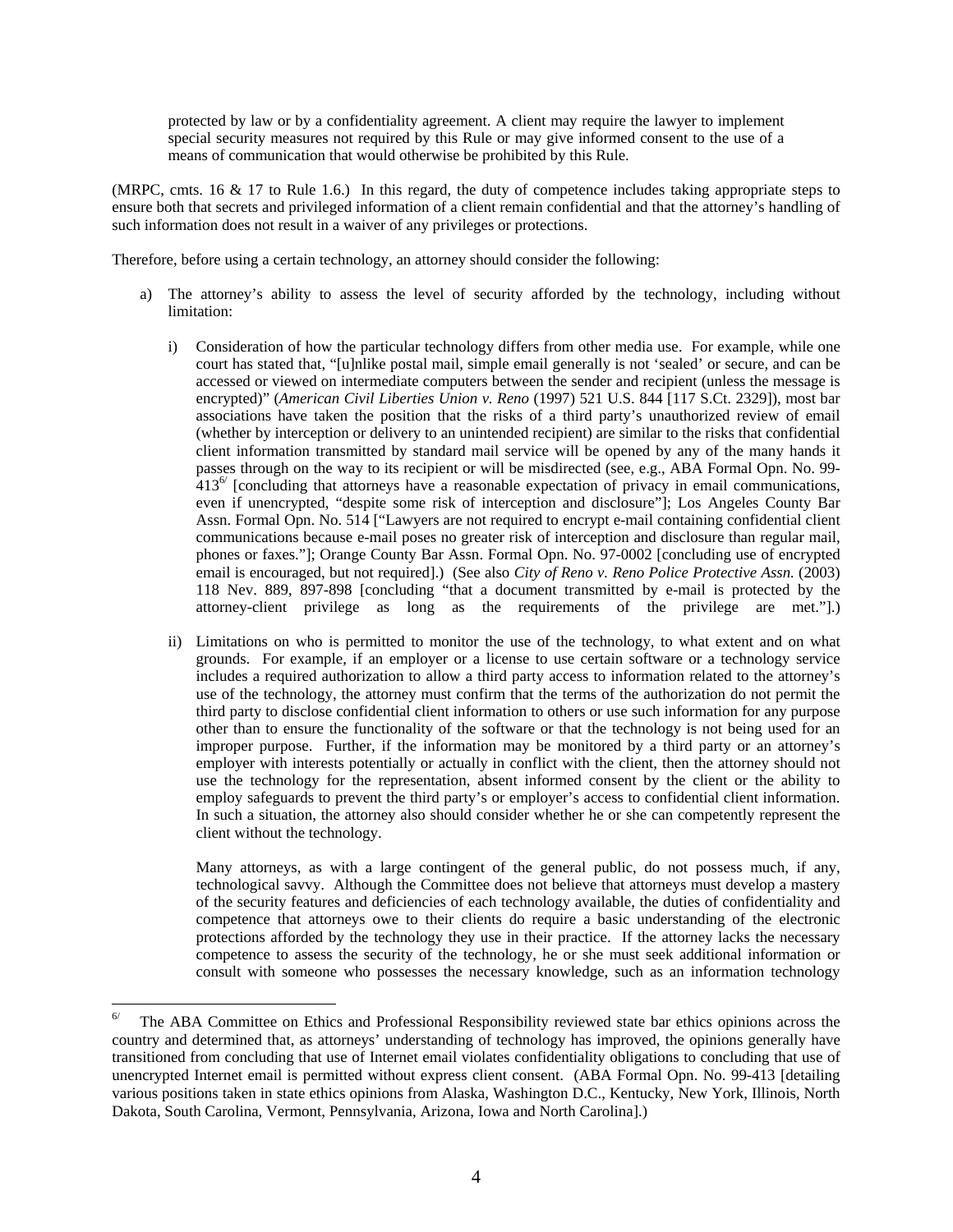protected by law or by a confidentiality agreement. A client may require the lawyer to implement special security measures not required by this Rule or may give informed consent to the use of a means of communication that would otherwise be prohibited by this Rule.

(MRPC, cmts. 16 & 17 to Rule 1.6.) In this regard, the duty of competence includes taking appropriate steps to ensure both that secrets and privileged information of a client remain confidential and that the attorney's handling of such information does not result in a waiver of any privileges or protections.

Therefore, before using a certain technology, an attorney should consider the following:

a) The attorney's ability to assess the level of security afforded by the technology, including without limitation:

   i) Consideration of how the particular technology differs from other media use. For example, while one court has stated that, "[u]nlike postal mail, simple email generally is not 'sealed' or secure, and can be accessed or viewed on intermediate computers between the sender and recipient (unless the message is encrypted)" (*American Civil Liberties Union v. Reno* (1997) 521 U.S. 844 [117 S.Ct. 2329]), most bar associations have taken the position that the risks of a third party's unauthorized review of email (whether by interception or delivery to an unintended recipient) are similar to the risks that confidential client information transmitted by standard mail service will be opened by any of the many hands it passes through on the way to its recipient or will be misdirected (see, e.g., ABA Formal Opn. No. 99-413[6/] [concluding that attorneys have a reasonable expectation of privacy in email communications, even if unencrypted, "despite some risk of interception and disclosure"]; Los Angeles County Bar Assn. Formal Opn. No. 514 ["Lawyers are not required to encrypt e-mail containing confidential client communications because e-mail poses no greater risk of interception and disclosure than regular mail, phones or faxes."]; Orange County Bar Assn. Formal Opn. No. 97-0002 [concluding use of encrypted email is encouraged, but not required].) (See also *City of Reno v. Reno Police Protective Assn.* (2003) 118 Nev. 889, 897-898 [concluding "that a document transmitted by e-mail is protected by the attorney-client privilege as long as the requirements of the privilege are met."].)

   ii) Limitations on who is permitted to monitor the use of the technology, to what extent and on what grounds. For example, if an employer or a license to use certain software or a technology service includes a required authorization to allow a third party access to information related to the attorney's use of the technology, the attorney must confirm that the terms of the authorization do not permit the third party to disclose confidential client information to others or use such information for any purpose other than to ensure the functionality of the software or that the technology is not being used for an improper purpose. Further, if the information may be monitored by a third party or an attorney's employer with interests potentially or actually in conflict with the client, then the attorney should not use the technology for the representation, absent informed consent by the client or the ability to employ safeguards to prevent the third party's or employer's access to confidential client information. In such a situation, the attorney also should consider whether he or she can competently represent the client without the technology.

   Many attorneys, as with a large contingent of the general public, do not possess much, if any, technological savvy. Although the Committee does not believe that attorneys must develop a mastery of the security features and deficiencies of each technology available, the duties of confidentiality and competence that attorneys owe to their clients do require a basic understanding of the electronic protections afforded by the technology they use in their practice. If the attorney lacks the necessary competence to assess the security of the technology, he or she must seek additional information or consult with someone who possesses the necessary knowledge, such as an information technology

---

[6/] The ABA Committee on Ethics and Professional Responsibility reviewed state bar ethics opinions across the country and determined that, as attorneys' understanding of technology has improved, the opinions generally have transitioned from concluding that use of Internet email violates confidentiality obligations to concluding that use of unencrypted Internet email is permitted without express client consent. (ABA Formal Opn. No. 99-413 [detailing various positions taken in state ethics opinions from Alaska, Washington D.C., Kentucky, New York, Illinois, North Dakota, South Carolina, Vermont, Pennsylvania, Arizona, Iowa and North Carolina].)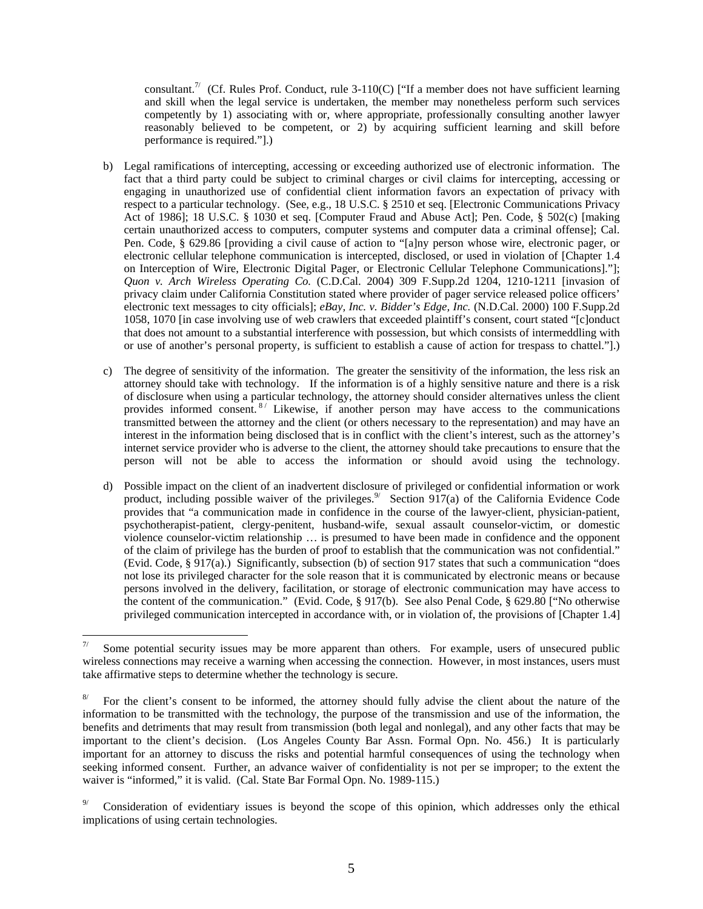consultant.[7] (Cf. Rules Prof. Conduct, rule 3-110(C) ["If a member does not have sufficient learning and skill when the legal service is undertaken, the member may nonetheless perform such services competently by 1) associating with or, where appropriate, professionally consulting another lawyer reasonably believed to be competent, or 2) by acquiring sufficient learning and skill before performance is required."].)

b) Legal ramifications of intercepting, accessing or exceeding authorized use of electronic information. The fact that a third party could be subject to criminal charges or civil claims for intercepting, accessing or engaging in unauthorized use of confidential client information favors an expectation of privacy with respect to a particular technology. (See, e.g., 18 U.S.C. § 2510 et seq. [Electronic Communications Privacy Act of 1986]; 18 U.S.C. § 1030 et seq. [Computer Fraud and Abuse Act]; Pen. Code, § 502(c) [making certain unauthorized access to computers, computer systems and computer data a criminal offense]; Cal. Pen. Code, § 629.86 [providing a civil cause of action to "[a]ny person whose wire, electronic pager, or electronic cellular telephone communication is intercepted, disclosed, or used in violation of [Chapter 1.4 on Interception of Wire, Electronic Digital Pager, or Electronic Cellular Telephone Communications]."]; *Quon v. Arch Wireless Operating Co.* (C.D.Cal. 2004) 309 F.Supp.2d 1204, 1210-1211 [invasion of privacy claim under California Constitution stated where provider of pager service released police officers' electronic text messages to city officials]; *eBay, Inc. v. Bidder's Edge, Inc.* (N.D.Cal. 2000) 100 F.Supp.2d 1058, 1070 [in case involving use of web crawlers that exceeded plaintiff's consent, court stated "[c]onduct that does not amount to a substantial interference with possession, but which consists of intermeddling with or use of another's personal property, is sufficient to establish a cause of action for trespass to chattel."].)

c) The degree of sensitivity of the information. The greater the sensitivity of the information, the less risk an attorney should take with technology. If the information is of a highly sensitive nature and there is a risk of disclosure when using a particular technology, the attorney should consider alternatives unless the client provides informed consent.[8] Likewise, if another person may have access to the communications transmitted between the attorney and the client (or others necessary to the representation) and may have an interest in the information being disclosed that is in conflict with the client's interest, such as the attorney's internet service provider who is adverse to the client, the attorney should take precautions to ensure that the person will not be able to access the information or should avoid using the technology.

d) Possible impact on the client of an inadvertent disclosure of privileged or confidential information or work product, including possible waiver of the privileges.[9] Section 917(a) of the California Evidence Code provides that "a communication made in confidence in the course of the lawyer-client, physician-patient, psychotherapist-patient, clergy-penitent, husband-wife, sexual assault counselor-victim, or domestic violence counselor-victim relationship … is presumed to have been made in confidence and the opponent of the claim of privilege has the burden of proof to establish that the communication was not confidential." (Evid. Code, § 917(a).) Significantly, subsection (b) of section 917 states that such a communication "does not lose its privileged character for the sole reason that it is communicated by electronic means or because persons involved in the delivery, facilitation, or storage of electronic communication may have access to the content of the communication." (Evid. Code, § 917(b). See also Penal Code, § 629.80 ["No otherwise privileged communication intercepted in accordance with, or in violation of, the provisions of [Chapter 1.4]

---

[7] Some potential security issues may be more apparent than others. For example, users of unsecured public wireless connections may receive a warning when accessing the connection. However, in most instances, users must take affirmative steps to determine whether the technology is secure.

[8] For the client's consent to be informed, the attorney should fully advise the client about the nature of the information to be transmitted with the technology, the purpose of the transmission and use of the information, the benefits and detriments that may result from transmission (both legal and nonlegal), and any other facts that may be important to the client's decision. (Los Angeles County Bar Assn. Formal Opn. No. 456.) It is particularly important for an attorney to discuss the risks and potential harmful consequences of using the technology when seeking informed consent. Further, an advance waiver of confidentiality is not per se improper; to the extent the waiver is "informed," it is valid. (Cal. State Bar Formal Opn. No. 1989-115.)

[9] Consideration of evidentiary issues is beyond the scope of this opinion, which addresses only the ethical implications of using certain technologies.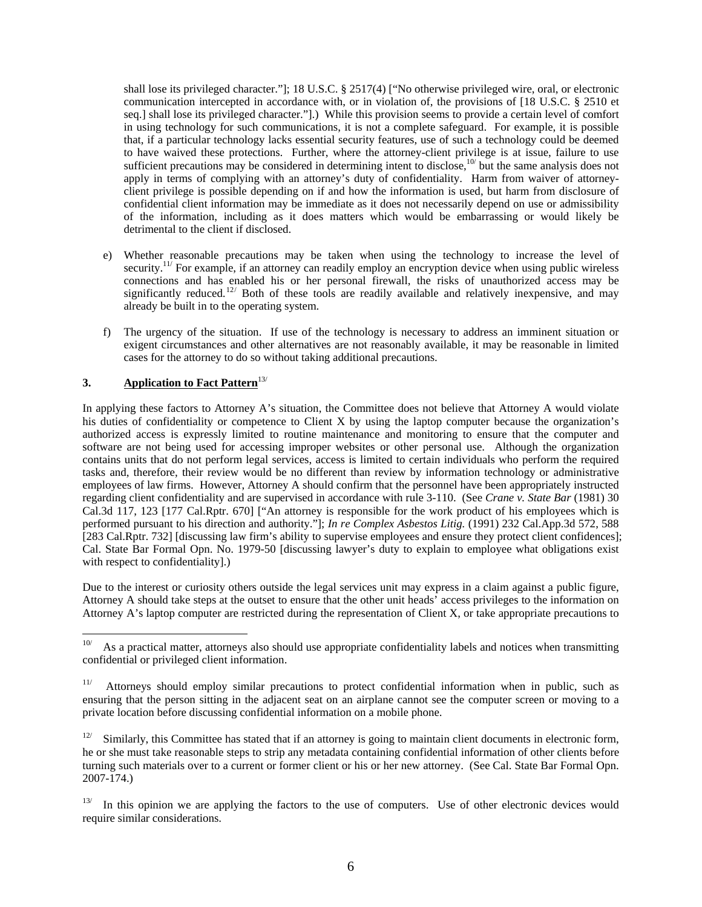shall lose its privileged character."]; 18 U.S.C. § 2517(4) ["No otherwise privileged wire, oral, or electronic communication intercepted in accordance with, or in violation of, the provisions of [18 U.S.C. § 2510 et seq.] shall lose its privileged character."].) While this provision seems to provide a certain level of comfort in using technology for such communications, it is not a complete safeguard. For example, it is possible that, if a particular technology lacks essential security features, use of such a technology could be deemed to have waived these protections. Further, where the attorney-client privilege is at issue, failure to use sufficient precautions may be considered in determining intent to disclose,[10] but the same analysis does not apply in terms of complying with an attorney's duty of confidentiality. Harm from waiver of attorney-client privilege is possible depending on if and how the information is used, but harm from disclosure of confidential client information may be immediate as it does not necessarily depend on use or admissibility of the information, including as it does matters which would be embarrassing or would likely be detrimental to the client if disclosed.

e) Whether reasonable precautions may be taken when using the technology to increase the level of security.[11] For example, if an attorney can readily employ an encryption device when using public wireless connections and has enabled his or her personal firewall, the risks of unauthorized access may be significantly reduced.[12] Both of these tools are readily available and relatively inexpensive, and may already be built in to the operating system.

f) The urgency of the situation. If use of the technology is necessary to address an imminent situation or exigent circumstances and other alternatives are not reasonably available, it may be reasonable in limited cases for the attorney to do so without taking additional precautions.

### 3. **Application to Fact Pattern**[13]

In applying these factors to Attorney A's situation, the Committee does not believe that Attorney A would violate his duties of confidentiality or competence to Client X by using the laptop computer because the organization's authorized access is expressly limited to routine maintenance and monitoring to ensure that the computer and software are not being used for accessing improper websites or other personal use. Although the organization contains units that do not perform legal services, access is limited to certain individuals who perform the required tasks and, therefore, their review would be no different than review by information technology or administrative employees of law firms. However, Attorney A should confirm that the personnel have been appropriately instructed regarding client confidentiality and are supervised in accordance with rule 3-110. (See *Crane v. State Bar* (1981) 30 Cal.3d 117, 123 [177 Cal.Rptr. 670] ["An attorney is responsible for the work product of his employees which is performed pursuant to his direction and authority."]; *In re Complex Asbestos Litig.* (1991) 232 Cal.App.3d 572, 588 [283 Cal.Rptr. 732] [discussing law firm's ability to supervise employees and ensure they protect client confidences]; Cal. State Bar Formal Opn. No. 1979-50 [discussing lawyer's duty to explain to employee what obligations exist with respect to confidentiality].)

Due to the interest or curiosity others outside the legal services unit may express in a claim against a public figure, Attorney A should take steps at the outset to ensure that the other unit heads' access privileges to the information on Attorney A's laptop computer are restricted during the representation of Client X, or take appropriate precautions to

---

[10] As a practical matter, attorneys also should use appropriate confidentiality labels and notices when transmitting confidential or privileged client information.

[11] Attorneys should employ similar precautions to protect confidential information when in public, such as ensuring that the person sitting in the adjacent seat on an airplane cannot see the computer screen or moving to a private location before discussing confidential information on a mobile phone.

[12] Similarly, this Committee has stated that if an attorney is going to maintain client documents in electronic form, he or she must take reasonable steps to strip any metadata containing confidential information of other clients before turning such materials over to a current or former client or his or her new attorney. (See Cal. State Bar Formal Opn. 2007-174.)

[13] In this opinion we are applying the factors to the use of computers. Use of other electronic devices would require similar considerations.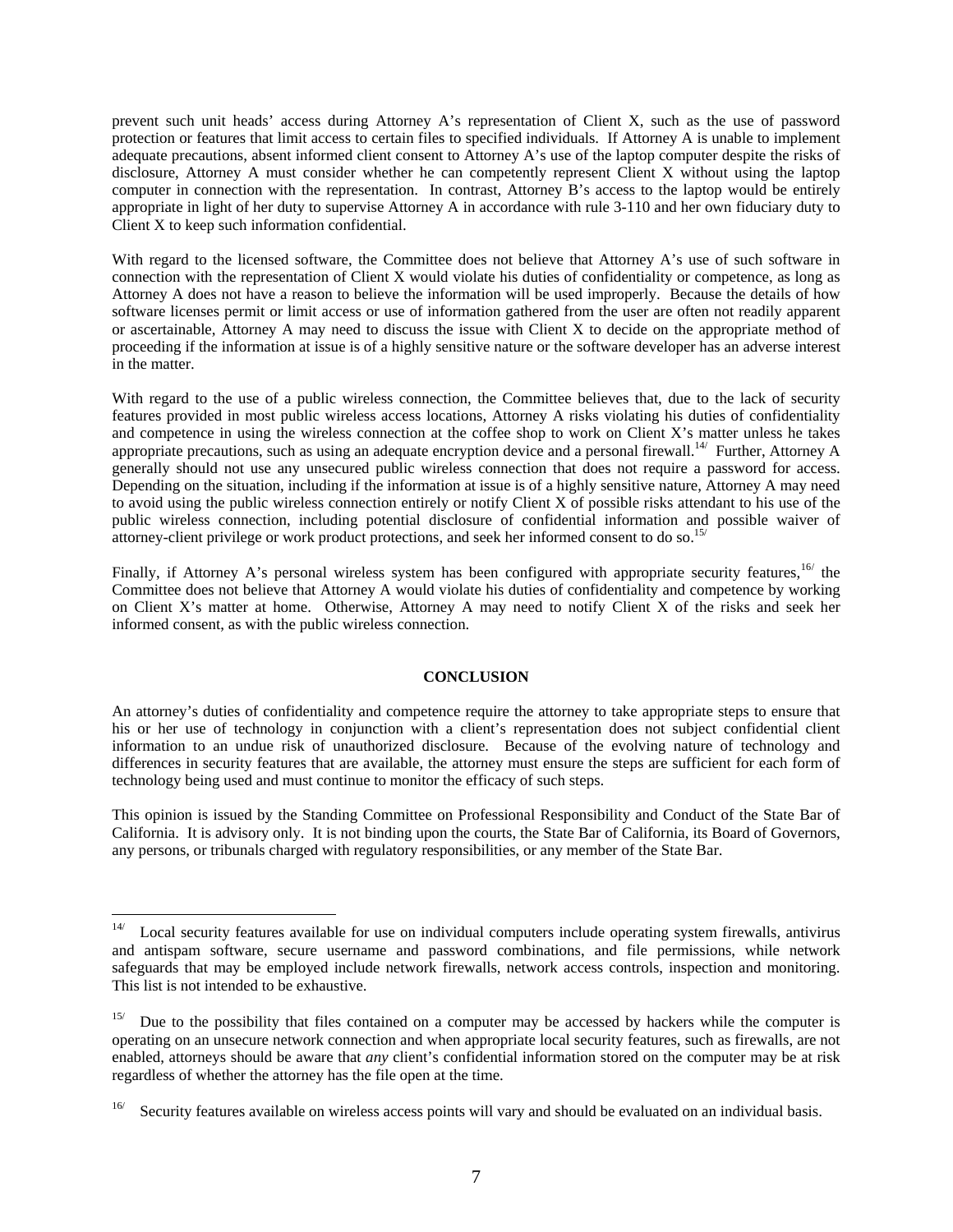prevent such unit heads' access during Attorney A's representation of Client X, such as the use of password protection or features that limit access to certain files to specified individuals. If Attorney A is unable to implement adequate precautions, absent informed client consent to Attorney A's use of the laptop computer despite the risks of disclosure, Attorney A must consider whether he can competently represent Client X without using the laptop computer in connection with the representation. In contrast, Attorney B's access to the laptop would be entirely appropriate in light of her duty to supervise Attorney A in accordance with rule 3-110 and her own fiduciary duty to Client X to keep such information confidential.

With regard to the licensed software, the Committee does not believe that Attorney A's use of such software in connection with the representation of Client X would violate his duties of confidentiality or competence, as long as Attorney A does not have a reason to believe the information will be used improperly. Because the details of how software licenses permit or limit access or use of information gathered from the user are often not readily apparent or ascertainable, Attorney A may need to discuss the issue with Client X to decide on the appropriate method of proceeding if the information at issue is of a highly sensitive nature or the software developer has an adverse interest in the matter.

With regard to the use of a public wireless connection, the Committee believes that, due to the lack of security features provided in most public wireless access locations, Attorney A risks violating his duties of confidentiality and competence in using the wireless connection at the coffee shop to work on Client X's matter unless he takes appropriate precautions, such as using an adequate encryption device and a personal firewall.[14/] Further, Attorney A generally should not use any unsecured public wireless connection that does not require a password for access. Depending on the situation, including if the information at issue is of a highly sensitive nature, Attorney A may need to avoid using the public wireless connection entirely or notify Client X of possible risks attendant to his use of the public wireless connection, including potential disclosure of confidential information and possible waiver of attorney-client privilege or work product protections, and seek her informed consent to do so.[15/]

Finally, if Attorney A's personal wireless system has been configured with appropriate security features,[16/] the Committee does not believe that Attorney A would violate his duties of confidentiality and competence by working on Client X's matter at home. Otherwise, Attorney A may need to notify Client X of the risks and seek her informed consent, as with the public wireless connection.

## CONCLUSION

An attorney's duties of confidentiality and competence require the attorney to take appropriate steps to ensure that his or her use of technology in conjunction with a client's representation does not subject confidential client information to an undue risk of unauthorized disclosure. Because of the evolving nature of technology and differences in security features that are available, the attorney must ensure the steps are sufficient for each form of technology being used and must continue to monitor the efficacy of such steps.

This opinion is issued by the Standing Committee on Professional Responsibility and Conduct of the State Bar of California. It is advisory only. It is not binding upon the courts, the State Bar of California, its Board of Governors, any persons, or tribunals charged with regulatory responsibilities, or any member of the State Bar.

---

[14/] Local security features available for use on individual computers include operating system firewalls, antivirus and antispam software, secure username and password combinations, and file permissions, while network safeguards that may be employed include network firewalls, network access controls, inspection and monitoring. This list is not intended to be exhaustive.

[15/] Due to the possibility that files contained on a computer may be accessed by hackers while the computer is operating on an unsecure network connection and when appropriate local security features, such as firewalls, are not enabled, attorneys should be aware that *any* client's confidential information stored on the computer may be at risk regardless of whether the attorney has the file open at the time.

[16/] Security features available on wireless access points will vary and should be evaluated on an individual basis.